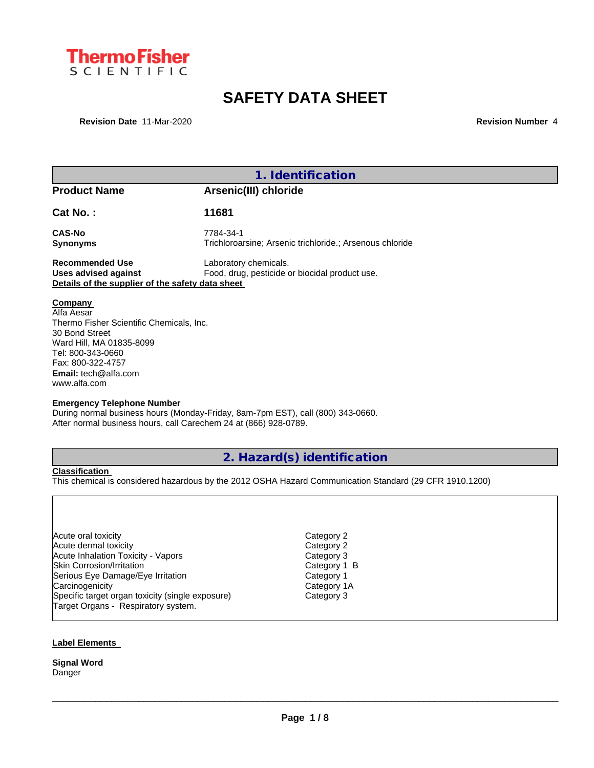# SAFETY DATA SHEET

**Revision Date** 11-Mar-2020 **Revision Number** 4

## 1. Identification

| | |
|---|---|
| **Product Name** | **Arsenic(III) chloride** |
| **Cat No. :** | **11681** |
| **CAS-No** | 7784-34-1 |
| **Synonyms** | Trichloroarsine; Arsenic trichloride.; Arsenous chloride |
| **Recommended Use** | Laboratory chemicals. |
| **Uses advised against** | Food, drug, pesticide or biocidal product use. |

**Details of the supplier of the safety data sheet**

**Company**
Alfa Aesar
Thermo Fisher Scientific Chemicals, Inc.
30 Bond Street
Ward Hill, MA 01835-8099
Tel: 800-343-0660
Fax: 800-322-4757
**Email:** tech@alfa.com
www.alfa.com

**Emergency Telephone Number**
During normal business hours (Monday-Friday, 8am-7pm EST), call (800) 343-0660.
After normal business hours, call Carechem 24 at (866) 928-0789.

## 2. Hazard(s) identification

**Classification**
This chemical is considered hazardous by the 2012 OSHA Hazard Communication Standard (29 CFR 1910.1200)

| | |
|---|---|
| Acute oral toxicity | Category 2 |
| Acute dermal toxicity | Category 2 |
| Acute Inhalation Toxicity - Vapors | Category 3 |
| Skin Corrosion/Irritation | Category 1 B |
| Serious Eye Damage/Eye Irritation | Category 1 |
| Carcinogenicity | Category 1A |
| Specific target organ toxicity (single exposure) | Category 3 |
| Target Organs - Respiratory system. | |

**Label Elements**

**Signal Word**
Danger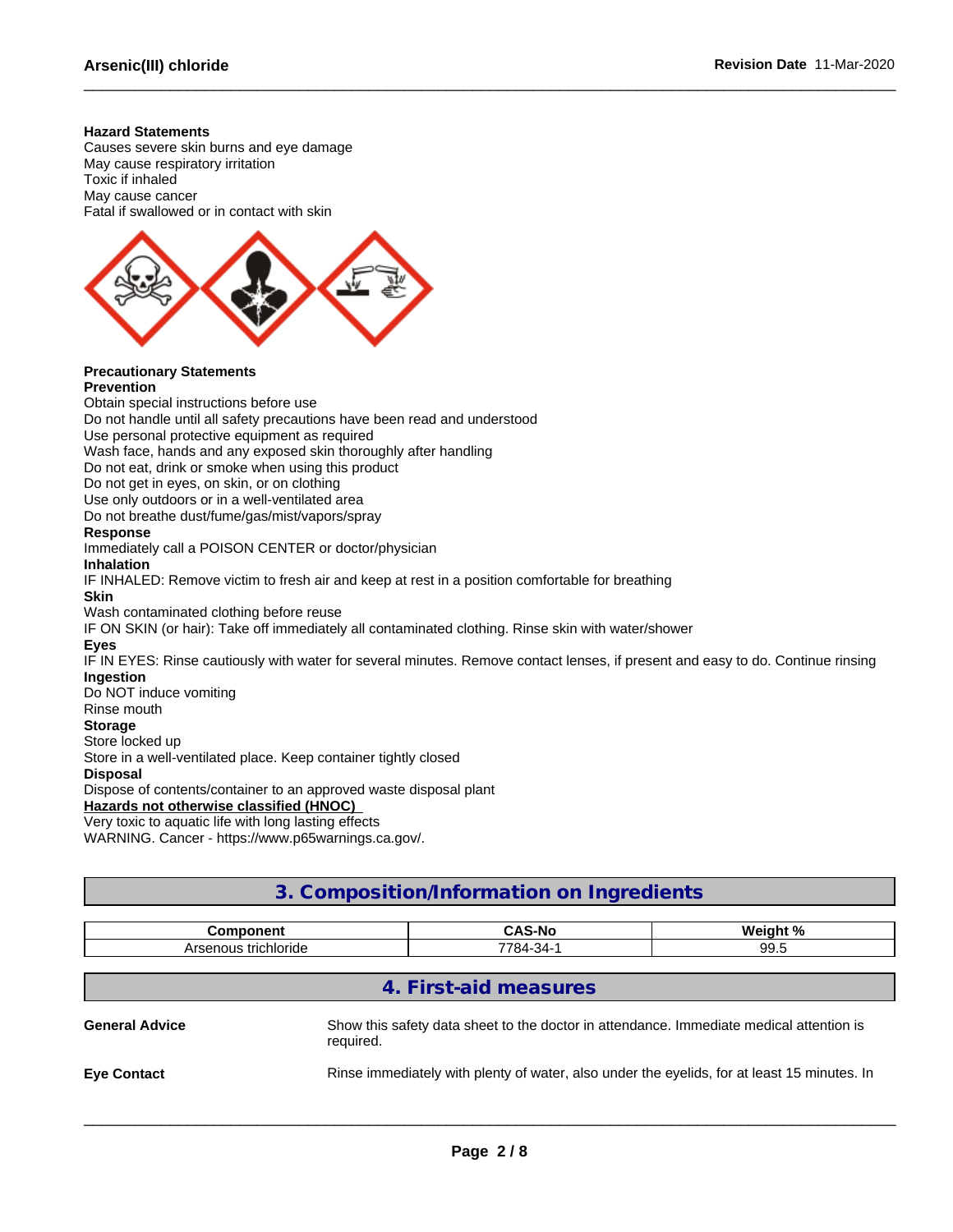**Hazard Statements**
Causes severe skin burns and eye damage
May cause respiratory irritation
Toxic if inhaled
May cause cancer
Fatal if swallowed or in contact with skin

**Precautionary Statements**
**Prevention**
Obtain special instructions before use
Do not handle until all safety precautions have been read and understood
Use personal protective equipment as required
Wash face, hands and any exposed skin thoroughly after handling
Do not eat, drink or smoke when using this product
Do not get in eyes, on skin, or on clothing
Use only outdoors or in a well-ventilated area
Do not breathe dust/fume/gas/mist/vapors/spray
**Response**
Immediately call a POISON CENTER or doctor/physician
**Inhalation**
IF INHALED: Remove victim to fresh air and keep at rest in a position comfortable for breathing
**Skin**
Wash contaminated clothing before reuse
IF ON SKIN (or hair): Take off immediately all contaminated clothing. Rinse skin with water/shower
**Eyes**
IF IN EYES: Rinse cautiously with water for several minutes. Remove contact lenses, if present and easy to do. Continue rinsing
**Ingestion**
Do NOT induce vomiting
Rinse mouth
**Storage**
Store locked up
Store in a well-ventilated place. Keep container tightly closed
**Disposal**
Dispose of contents/container to an approved waste disposal plant
**Hazards not otherwise classified (HNOC)**
Very toxic to aquatic life with long lasting effects
WARNING. Cancer - https://www.p65warnings.ca.gov/.

## 3. Composition/Information on Ingredients

| Component | CAS-No | Weight % |
|---|---|---|
| Arsenous trichloride | 7784-34-1 | 99.5 |

## 4. First-aid measures

**General Advice** Show this safety data sheet to the doctor in attendance. Immediate medical attention is required.

**Eye Contact** Rinse immediately with plenty of water, also under the eyelids, for at least 15 minutes. In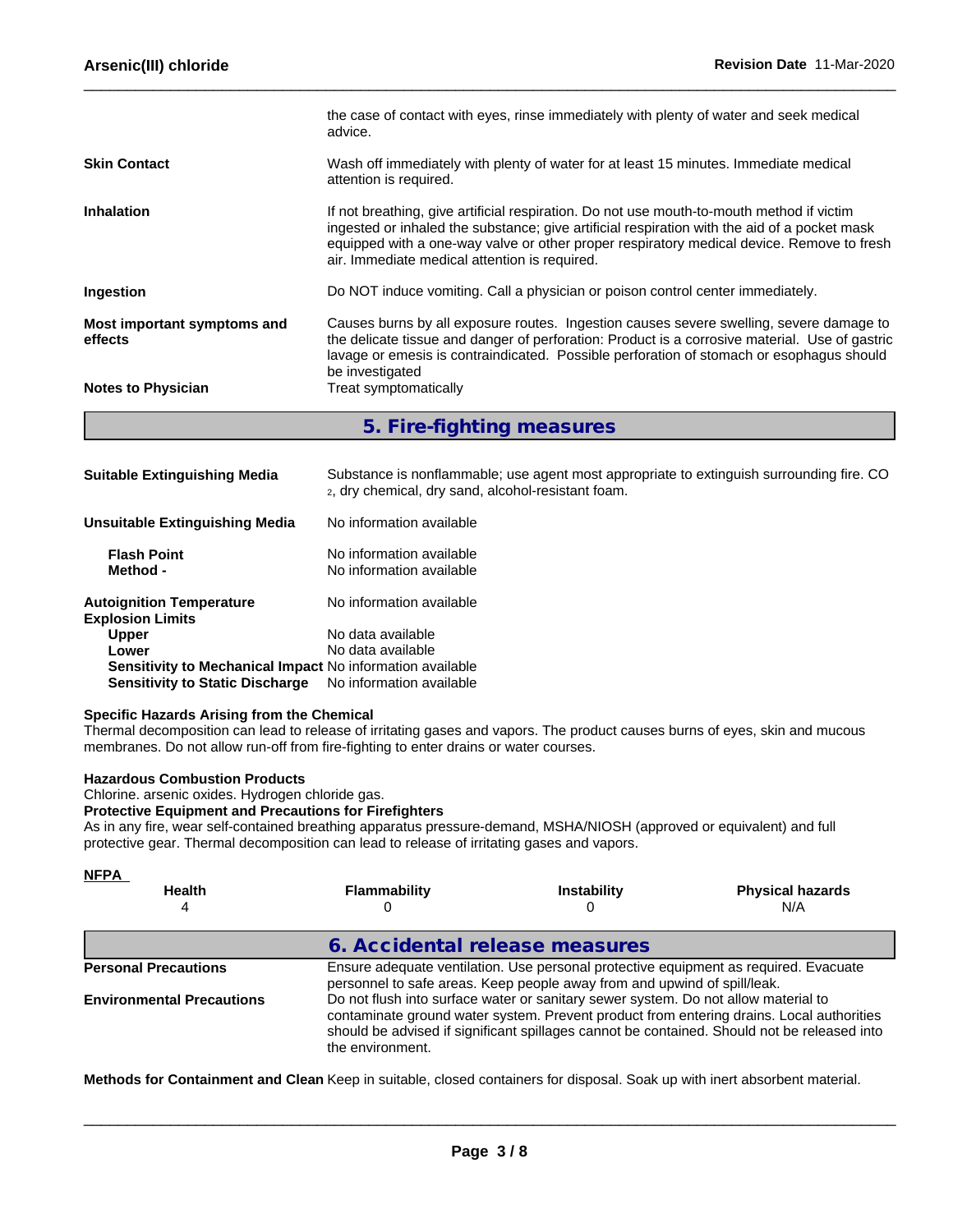the case of contact with eyes, rinse immediately with plenty of water and seek medical advice.

**Skin Contact** Wash off immediately with plenty of water for at least 15 minutes. Immediate medical attention is required.

**Inhalation** If not breathing, give artificial respiration. Do not use mouth-to-mouth method if victim ingested or inhaled the substance; give artificial respiration with the aid of a pocket mask equipped with a one-way valve or other proper respiratory medical device. Remove to fresh air. Immediate medical attention is required.

**Ingestion** Do NOT induce vomiting. Call a physician or poison control center immediately.

**Most important symptoms and effects** Causes burns by all exposure routes. Ingestion causes severe swelling, severe damage to the delicate tissue and danger of perforation: Product is a corrosive material. Use of gastric lavage or emesis is contraindicated. Possible perforation of stomach or esophagus should be investigated

**Notes to Physician** Treat symptomatically

## 5. Fire-fighting measures

**Suitable Extinguishing Media** Substance is nonflammable; use agent most appropriate to extinguish surrounding fire. $CO_2$, dry chemical, dry sand, alcohol-resistant foam.

**Unsuitable Extinguishing Media** No information available

**Flash Point** No information available
**Method -** No information available

**Autoignition Temperature** No information available
**Explosion Limits**
**Upper** No data available
**Lower** No data available
**Sensitivity to Mechanical Impact** No information available
**Sensitivity to Static Discharge** No information available

**Specific Hazards Arising from the Chemical**
Thermal decomposition can lead to release of irritating gases and vapors. The product causes burns of eyes, skin and mucous membranes. Do not allow run-off from fire-fighting to enter drains or water courses.

**Hazardous Combustion Products**
Chlorine. arsenic oxides. Hydrogen chloride gas.
**Protective Equipment and Precautions for Firefighters**
As in any fire, wear self-contained breathing apparatus pressure-demand, MSHA/NIOSH (approved or equivalent) and full protective gear. Thermal decomposition can lead to release of irritating gases and vapors.

**NFPA**

| Health | Flammability | Instability | Physical hazards |
|---|---|---|---|
| 4 | 0 | 0 | N/A |

## 6. Accidental release measures

**Personal Precautions** Ensure adequate ventilation. Use personal protective equipment as required. Evacuate personnel to safe areas. Keep people away from and upwind of spill/leak.

**Environmental Precautions** Do not flush into surface water or sanitary sewer system. Do not allow material to contaminate ground water system. Prevent product from entering drains. Local authorities should be advised if significant spillages cannot be contained. Should not be released into the environment.

**Methods for Containment and Clean** Keep in suitable, closed containers for disposal. Soak up with inert absorbent material.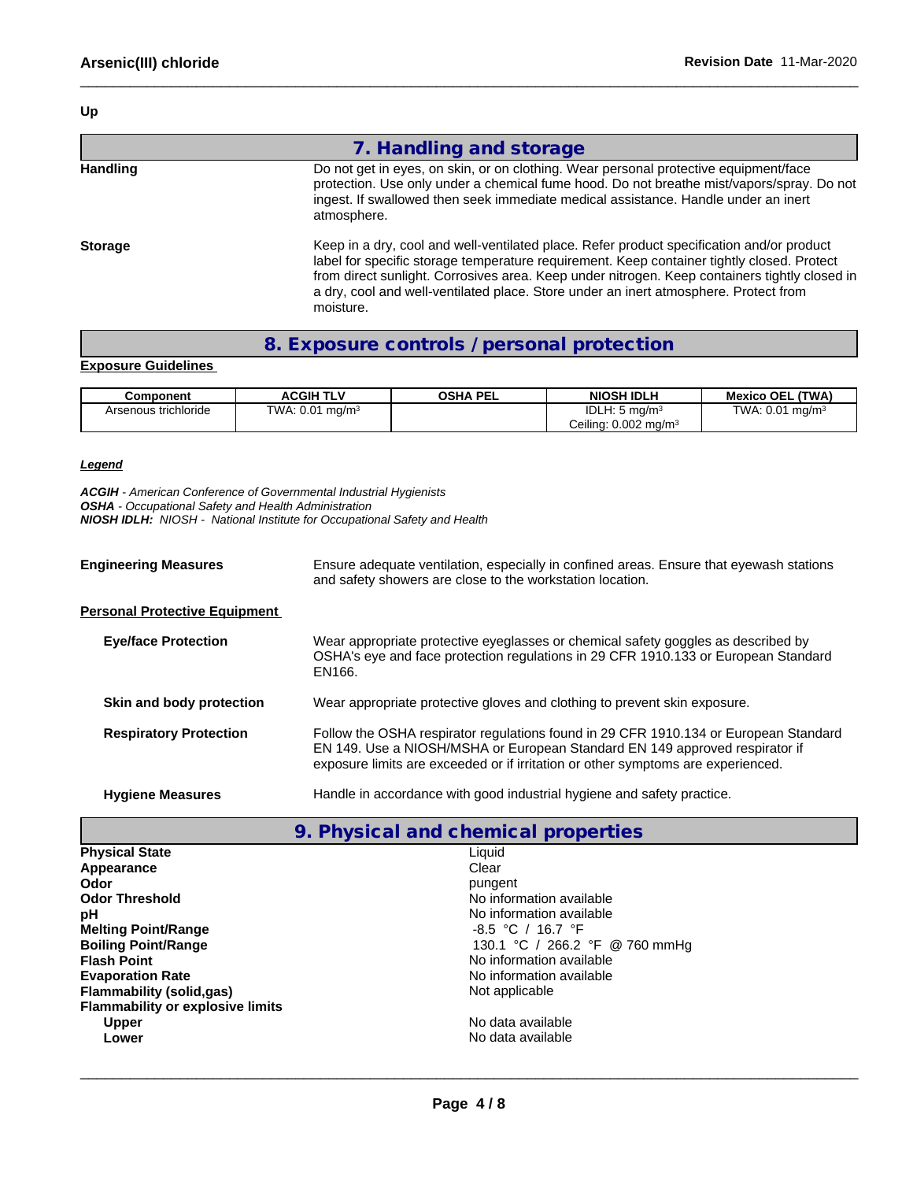Up

## 7. Handling and storage

**Handling**
Do not get in eyes, on skin, or on clothing. Wear personal protective equipment/face protection. Use only under a chemical fume hood. Do not breathe mist/vapors/spray. Do not ingest. If swallowed then seek immediate medical assistance. Handle under an inert atmosphere.

**Storage**
Keep in a dry, cool and well-ventilated place. Refer product specification and/or product label for specific storage temperature requirement. Keep container tightly closed. Protect from direct sunlight. Corrosives area. Keep under nitrogen. Keep containers tightly closed in a dry, cool and well-ventilated place. Store under an inert atmosphere. Protect from moisture.

## 8. Exposure controls / personal protection

**Exposure Guidelines**

| Component | ACGIH TLV | OSHA PEL | NIOSH IDLH | Mexico OEL (TWA) |
|---|---|---|---|---|
| Arsenous trichloride | TWA: 0.01 mg/m³ | | IDLH: 5 mg/m³<br>Ceiling: 0.002 mg/m³ | TWA: 0.01 mg/m³ |

***Legend***

***ACGIH*** *- American Conference of Governmental Industrial Hygienists*
***OSHA*** *- Occupational Safety and Health Administration*
***NIOSH IDLH:*** *NIOSH - National Institute for Occupational Safety and Health*

**Engineering Measures**
Ensure adequate ventilation, especially in confined areas. Ensure that eyewash stations and safety showers are close to the workstation location.

**Personal Protective Equipment**

**Eye/face Protection**
Wear appropriate protective eyeglasses or chemical safety goggles as described by OSHA's eye and face protection regulations in 29 CFR 1910.133 or European Standard EN166.

**Skin and body protection**
Wear appropriate protective gloves and clothing to prevent skin exposure.

**Respiratory Protection**
Follow the OSHA respirator regulations found in 29 CFR 1910.134 or European Standard EN 149. Use a NIOSH/MSHA or European Standard EN 149 approved respirator if exposure limits are exceeded or if irritation or other symptoms are experienced.

**Hygiene Measures**
Handle in accordance with good industrial hygiene and safety practice.

## 9. Physical and chemical properties

| | |
|---|---|
| **Physical State** | Liquid |
| **Appearance** | Clear |
| **Odor** | pungent |
| **Odor Threshold** | No information available |
| **pH** | No information available |
| **Melting Point/Range** | -8.5 °C / 16.7 °F |
| **Boiling Point/Range** | 130.1 °C / 266.2 °F @ 760 mmHg |
| **Flash Point** | No information available |
| **Evaporation Rate** | No information available |
| **Flammability (solid,gas)** | Not applicable |
| **Flammability or explosive limits** | |
| **Upper** | No data available |
| **Lower** | No data available |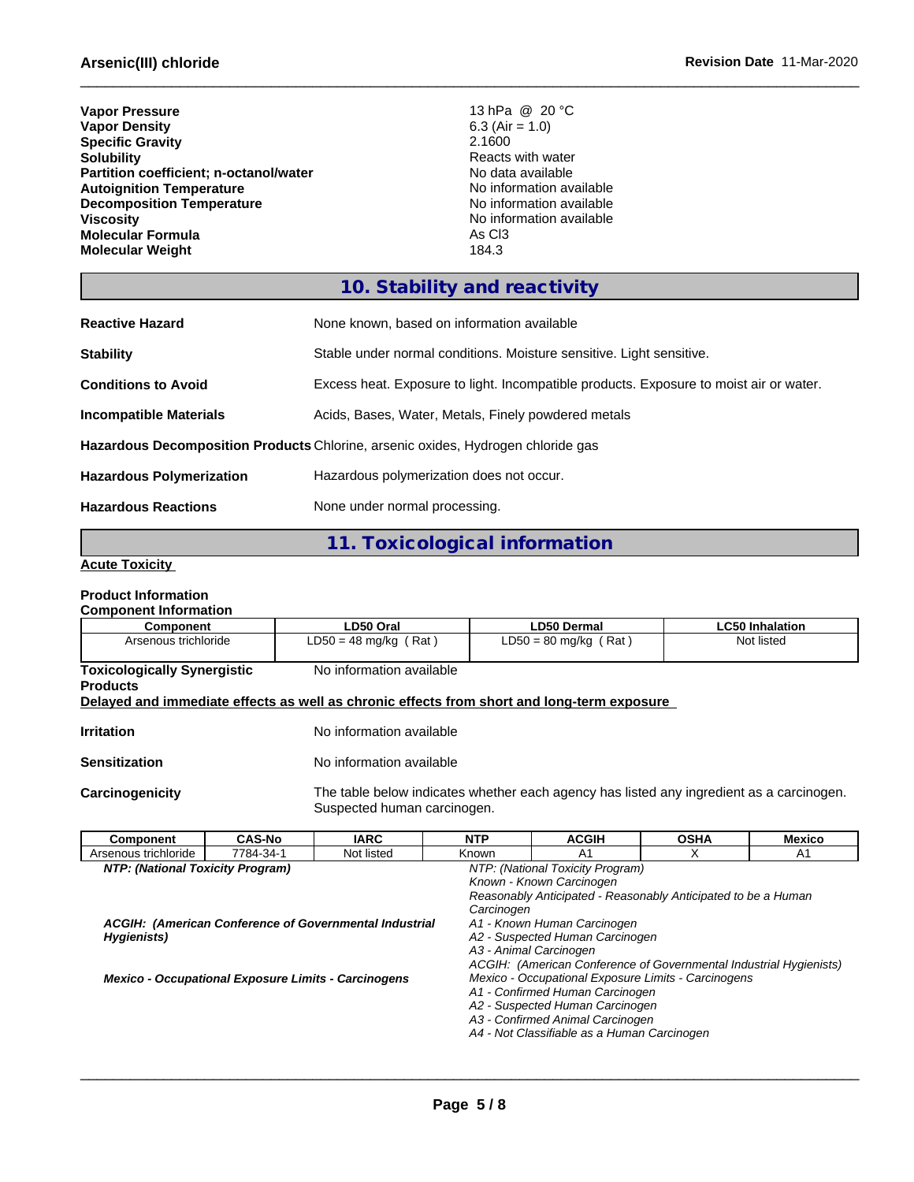| | |
|---|---|
| **Vapor Pressure** | 13 hPa @ 20 °C |
| **Vapor Density** | 6.3 (Air = 1.0) |
| **Specific Gravity** | 2.1600 |
| **Solubility** | Reacts with water |
| **Partition coefficient; n-octanol/water** | No data available |
| **Autoignition Temperature** | No information available |
| **Decomposition Temperature** | No information available |
| **Viscosity** | No information available |
| **Molecular Formula** | As Cl3 |
| **Molecular Weight** | 184.3 |

## 10. Stability and reactivity

**Reactive Hazard**: None known, based on information available

**Stability**: Stable under normal conditions. Moisture sensitive. Light sensitive.

**Conditions to Avoid**: Excess heat. Exposure to light. Incompatible products. Exposure to moist air or water.

**Incompatible Materials**: Acids, Bases, Water, Metals, Finely powdered metals

**Hazardous Decomposition Products** Chlorine, arsenic oxides, Hydrogen chloride gas

**Hazardous Polymerization**: Hazardous polymerization does not occur.

**Hazardous Reactions**: None under normal processing.

## 11. Toxicological information

**Acute Toxicity**

**Product Information**

**Component Information**

| Component | LD50 Oral | LD50 Dermal | LC50 Inhalation |
|---|---|---|---|
| Arsenous trichloride | LD50 = 48 mg/kg ( Rat ) | LD50 = 80 mg/kg ( Rat ) | Not listed |

**Toxicologically Synergistic Products**: No information available

**Delayed and immediate effects as well as chronic effects from short and long-term exposure**

**Irritation**: No information available

**Sensitization**: No information available

**Carcinogenicity**: The table below indicates whether each agency has listed any ingredient as a carcinogen. Suspected human carcinogen.

| Component | CAS-No | IARC | NTP | ACGIH | OSHA | Mexico |
|---|---|---|---|---|---|---|
| Arsenous trichloride | 7784-34-1 | Not listed | Known | A1 | X | A1 |

***NTP: (National Toxicity Program)***

*NTP: (National Toxicity Program)*
*Known - Known Carcinogen*
*Reasonably Anticipated - Reasonably Anticipated to be a Human Carcinogen*

***ACGIH: (American Conference of Governmental Industrial Hygienists)***

*A1 - Known Human Carcinogen*
*A2 - Suspected Human Carcinogen*
*A3 - Animal Carcinogen*
*ACGIH: (American Conference of Governmental Industrial Hygienists)*

***Mexico - Occupational Exposure Limits - Carcinogens***

*Mexico - Occupational Exposure Limits - Carcinogens*
*A1 - Confirmed Human Carcinogen*
*A2 - Suspected Human Carcinogen*
*A3 - Confirmed Animal Carcinogen*
*A4 - Not Classifiable as a Human Carcinogen*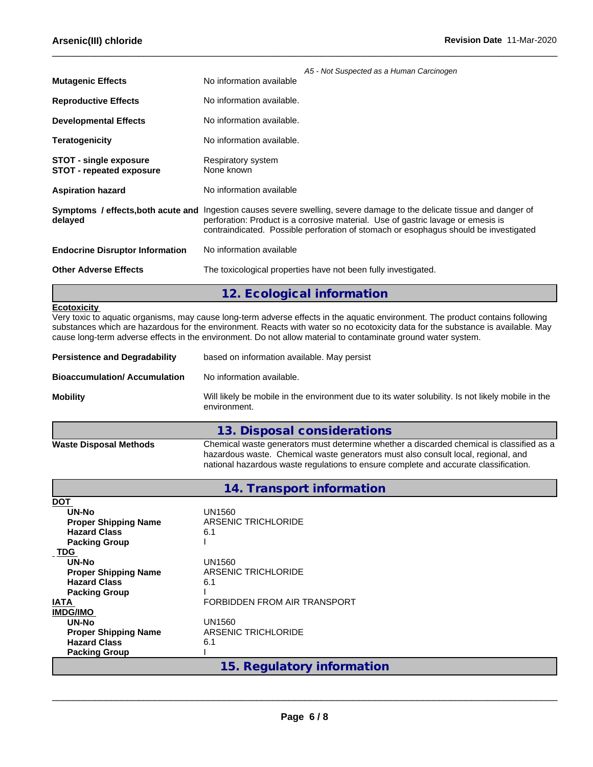*A5 - Not Suspected as a Human Carcinogen*

| | |
|---|---|
| **Mutagenic Effects** | No information available |
| **Reproductive Effects** | No information available. |
| **Developmental Effects** | No information available. |
| **Teratogenicity** | No information available. |
| **STOT - single exposure** | Respiratory system |
| **STOT - repeated exposure** | None known |
| **Aspiration hazard** | No information available |
| **Symptoms / effects,both acute and delayed** | Ingestion causes severe swelling, severe damage to the delicate tissue and danger of perforation: Product is a corrosive material. Use of gastric lavage or emesis is contraindicated. Possible perforation of stomach or esophagus should be investigated |
| **Endocrine Disruptor Information** | No information available |
| **Other Adverse Effects** | The toxicological properties have not been fully investigated. |

## 12. Ecological information

**Ecotoxicity**

Very toxic to aquatic organisms, may cause long-term adverse effects in the aquatic environment. The product contains following substances which are hazardous for the environment. Reacts with water so no ecotoxicity data for the substance is available. May cause long-term adverse effects in the environment. Do not allow material to contaminate ground water system.

| | |
|---|---|
| **Persistence and Degradability** | based on information available. May persist |
| **Bioaccumulation/ Accumulation** | No information available. |
| **Mobility** | Will likely be mobile in the environment due to its water solubility. Is not likely mobile in the environment. |

## 13. Disposal considerations

| | |
|---|---|
| **Waste Disposal Methods** | Chemical waste generators must determine whether a discarded chemical is classified as a hazardous waste. Chemical waste generators must also consult local, regional, and national hazardous waste regulations to ensure complete and accurate classification. |

## 14. Transport information

**DOT**

| | |
|---|---|
| **UN-No** | UN1560 |
| **Proper Shipping Name** | ARSENIC TRICHLORIDE |
| **Hazard Class** | 6.1 |
| **Packing Group** | I |

**TDG**

| | |
|---|---|
| **UN-No** | UN1560 |
| **Proper Shipping Name** | ARSENIC TRICHLORIDE |
| **Hazard Class** | 6.1 |
| **Packing Group** | I |

**IATA** FORBIDDEN FROM AIR TRANSPORT

**IMDG/IMO**

| | |
|---|---|
| **UN-No** | UN1560 |
| **Proper Shipping Name** | ARSENIC TRICHLORIDE |
| **Hazard Class** | 6.1 |
| **Packing Group** | I |

## 15. Regulatory information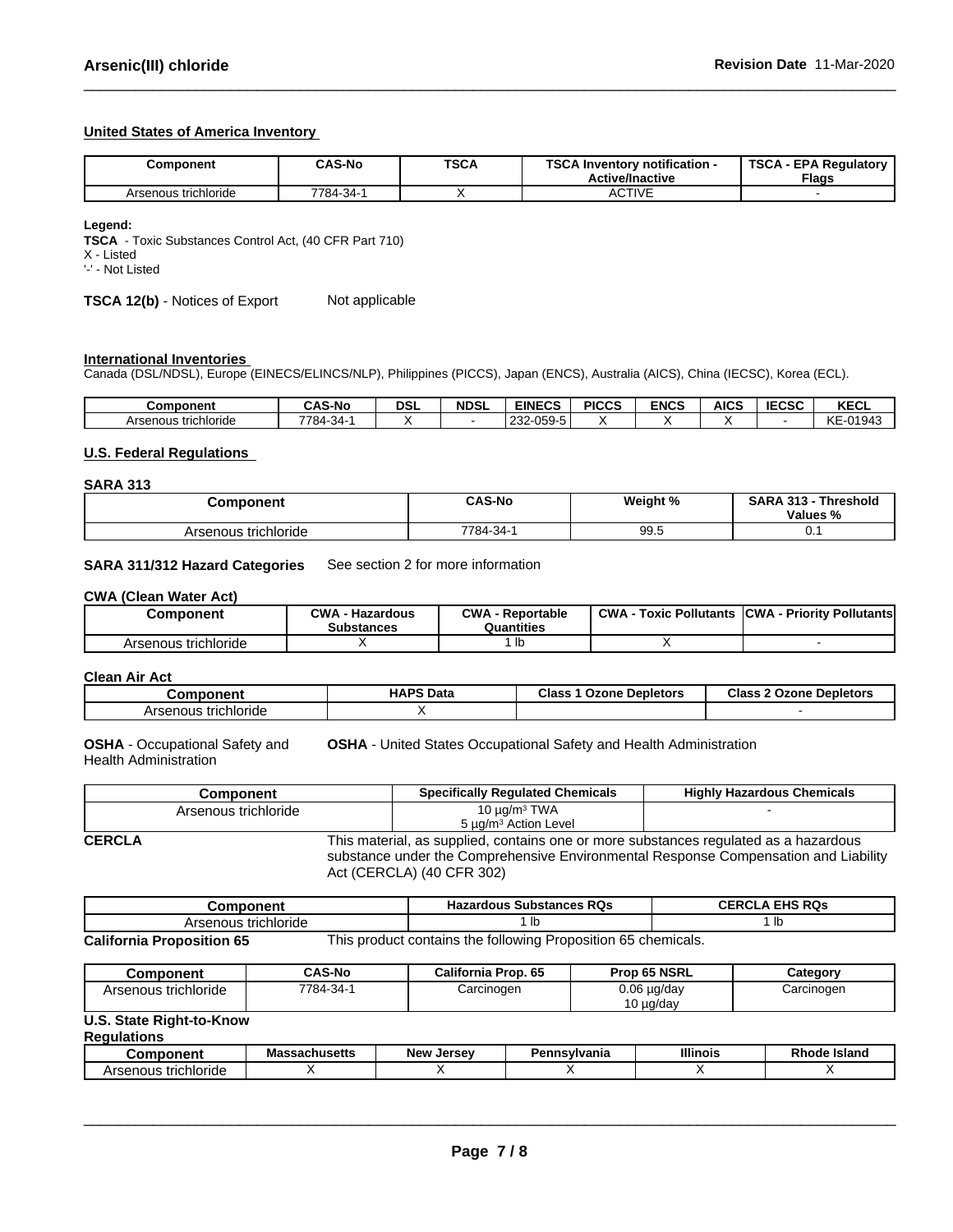### United States of America Inventory

| Component | CAS-No | TSCA | TSCA Inventory notification - Active/Inactive | TSCA - EPA Regulatory Flags |
|---|---|---|---|---|
| Arsenous trichloride | 7784-34-1 | X | ACTIVE | - |

**Legend:**
**TSCA** - Toxic Substances Control Act, (40 CFR Part 710)
X - Listed
'-' - Not Listed

**TSCA 12(b)** - Notices of Export Not applicable

### International Inventories

Canada (DSL/NDSL), Europe (EINECS/ELINCS/NLP), Philippines (PICCS), Japan (ENCS), Australia (AICS), China (IECSC), Korea (ECL).

| Component | CAS-No | DSL | NDSL | EINECS | PICCS | ENCS | AICS | IECSC | KECL |
|---|---|---|---|---|---|---|---|---|---|
| Arsenous trichloride | 7784-34-1 | X | - | 232-059-5 | X | X | X | - | KE-01943 |

### U.S. Federal Regulations

**SARA 313**

| Component | CAS-No | Weight % | SARA 313 - Threshold Values % |
|---|---|---|---|
| Arsenous trichloride | 7784-34-1 | 99.5 | 0.1 |

**SARA 311/312 Hazard Categories** See section 2 for more information

**CWA (Clean Water Act)**

| Component | CWA - Hazardous Substances | CWA - Reportable Quantities | CWA - Toxic Pollutants | CWA - Priority Pollutants |
|---|---|---|---|---|
| Arsenous trichloride | X | 1 lb | X | - |

**Clean Air Act**

| Component | HAPS Data | Class 1 Ozone Depletors | Class 2 Ozone Depletors |
|---|---|---|---|
| Arsenous trichloride | X | | - |

**OSHA** - Occupational Safety and Health Administration **OSHA** - United States Occupational Safety and Health Administration

| Component | Specifically Regulated Chemicals | Highly Hazardous Chemicals |
|---|---|---|
| Arsenous trichloride | 10 µg/m³ TWA<br>5 µg/m³ Action Level | - |

**CERCLA** This material, as supplied, contains one or more substances regulated as a hazardous substance under the Comprehensive Environmental Response Compensation and Liability Act (CERCLA) (40 CFR 302)

| Component | Hazardous Substances RQs | CERCLA EHS RQs |
|---|---|---|
| Arsenous trichloride | 1 lb | 1 lb |

**California Proposition 65** This product contains the following Proposition 65 chemicals.

| Component | CAS-No | California Prop. 65 | Prop 65 NSRL | Category |
|---|---|---|---|---|
| Arsenous trichloride | 7784-34-1 | Carcinogen | 0.06 µg/day<br>10 µg/day | Carcinogen |

**U.S. State Right-to-Know Regulations**

| Component | Massachusetts | New Jersey | Pennsylvania | Illinois | Rhode Island |
|---|---|---|---|---|---|
| Arsenous trichloride | X | X | X | X | X |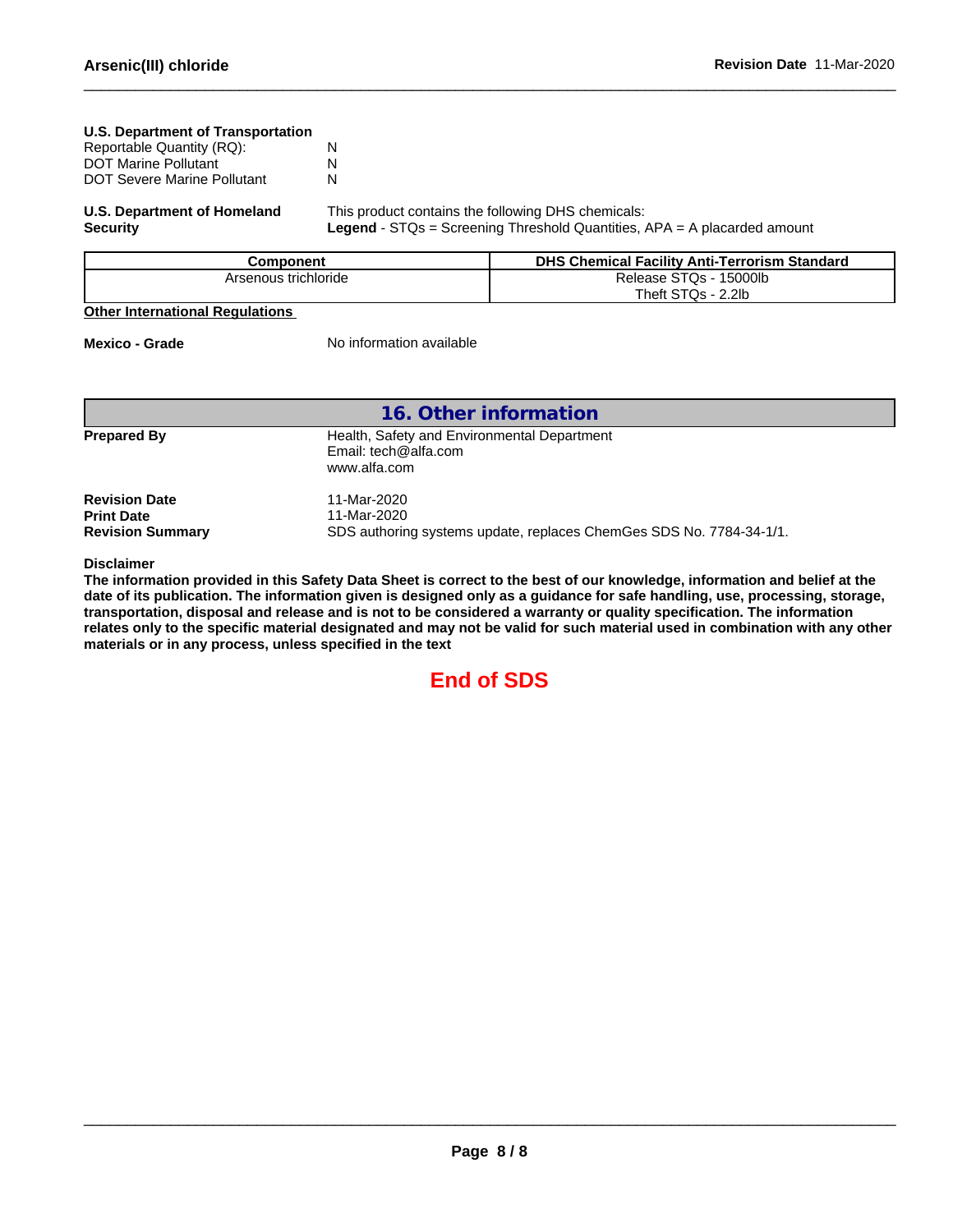**U.S. Department of Transportation**

| | |
|---|---|
| Reportable Quantity (RQ): | N |
| DOT Marine Pollutant | N |
| DOT Severe Marine Pollutant | N |

**U.S. Department of Homeland Security**

This product contains the following DHS chemicals:
**Legend** - STQs = Screening Threshold Quantities, APA = A placarded amount

| Component | DHS Chemical Facility Anti-Terrorism Standard |
|---|---|
| Arsenous trichloride | Release STQs - 15000lb<br>Theft STQs - 2.2lb |

**Other International Regulations**

**Mexico - Grade** No information available

## 16. Other information

**Prepared By**
Health, Safety and Environmental Department
Email: tech@alfa.com
www.alfa.com

**Revision Date** 11-Mar-2020
**Print Date** 11-Mar-2020
**Revision Summary** SDS authoring systems update, replaces ChemGes SDS No. 7784-34-1/1.

**Disclaimer**
**The information provided in this Safety Data Sheet is correct to the best of our knowledge, information and belief at the date of its publication. The information given is designed only as a guidance for safe handling, use, processing, storage, transportation, disposal and release and is not to be considered a warranty or quality specification. The information relates only to the specific material designated and may not be valid for such material used in combination with any other materials or in any process, unless specified in the text**

**End of SDS**